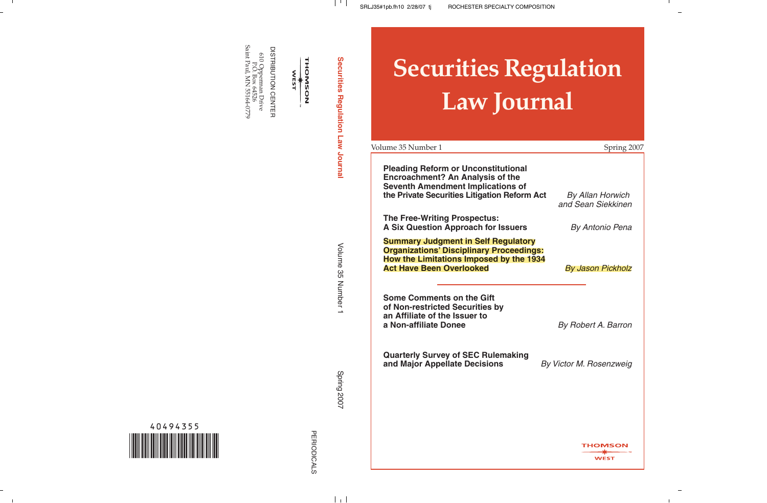# Securities Regulation Law Journal

Volume 35 Number 1 — Spring 2007

**Pleading Reform or Unconstitutional Encroachment? An Analysis of the Seventh Amendment Implications of the Private Securities Litigation Reform Act**
*By Allan Horwich and Sean Siekkinen*

**The Free-Writing Prospectus: A Six Question Approach for Issuers**
*By Antonio Pena*

**Summary Judgment in Self Regulatory Organizations' Disciplinary Proceedings: How the Limitations Imposed by the 1934 Act Have Been Overlooked**
*By Jason Pickholz*

**Some Comments on the Gift of Non-restricted Securities by an Affiliate of the Issuer to a Non-affiliate Donee**
*By Robert A. Barron*

**Quarterly Survey of SEC Rulemaking and Major Appellate Decisions**
*By Victor M. Rosenzweig*

THOMSON WEST

Securities Regulation Law Journal — Volume 35 Number 1 — Spring 2007

THOMSON WEST

DISTRIBUTION CENTER
610 Opperman Drive
P.O. Box 64526
Saint Paul, MN 55164-0779

PERIODICALS

40494355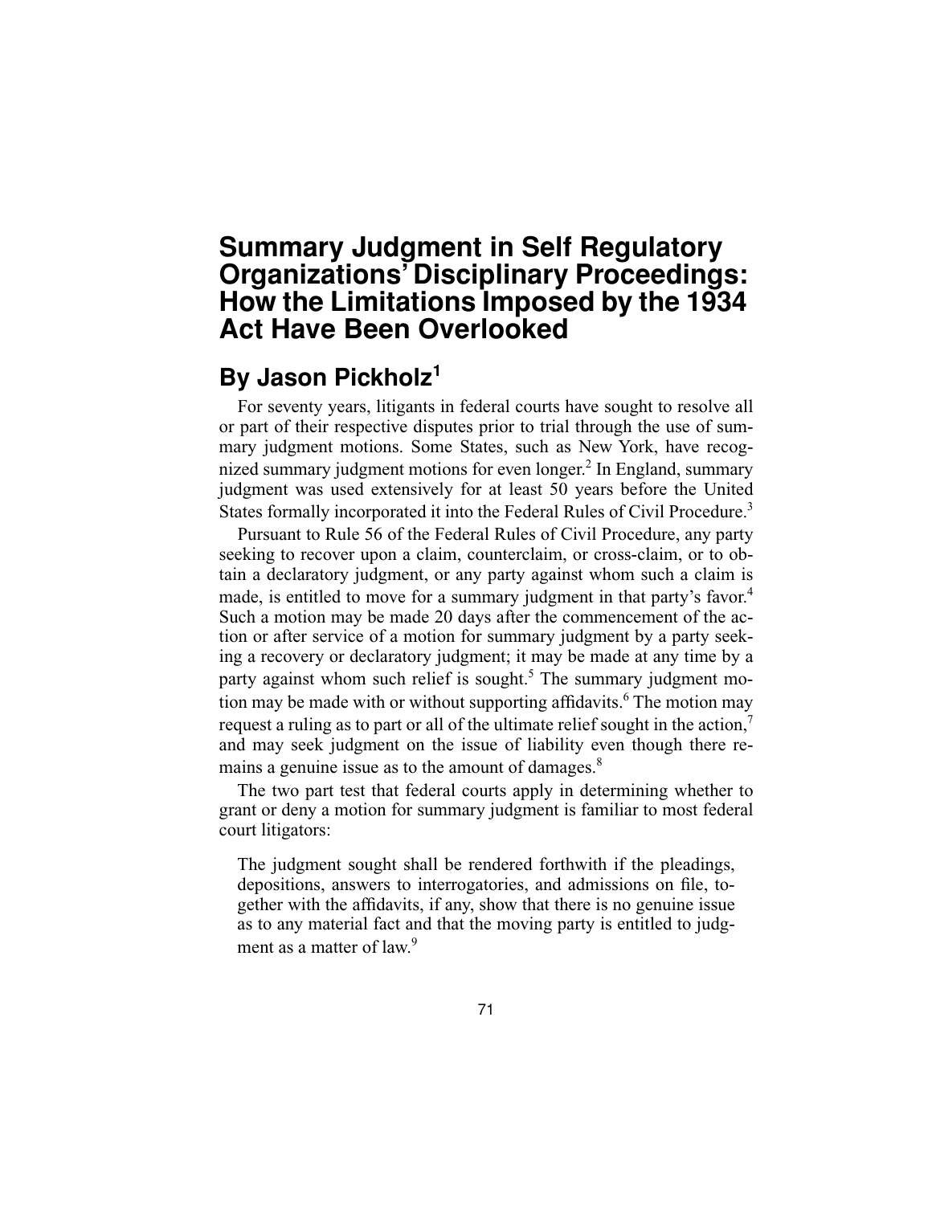# Summary Judgment in Self Regulatory Organizations' Disciplinary Proceedings: How the Limitations Imposed by the 1934 Act Have Been Overlooked

## By Jason Pickholz[1]

For seventy years, litigants in federal courts have sought to resolve all or part of their respective disputes prior to trial through the use of summary judgment motions. Some States, such as New York, have recognized summary judgment motions for even longer.[2] In England, summary judgment was used extensively for at least 50 years before the United States formally incorporated it into the Federal Rules of Civil Procedure.[3]

Pursuant to Rule 56 of the Federal Rules of Civil Procedure, any party seeking to recover upon a claim, counterclaim, or cross-claim, or to obtain a declaratory judgment, or any party against whom such a claim is made, is entitled to move for a summary judgment in that party's favor.[4] Such a motion may be made 20 days after the commencement of the action or after service of a motion for summary judgment by a party seeking a recovery or declaratory judgment; it may be made at any time by a party against whom such relief is sought.[5] The summary judgment motion may be made with or without supporting affidavits.[6] The motion may request a ruling as to part or all of the ultimate relief sought in the action,[7] and may seek judgment on the issue of liability even though there remains a genuine issue as to the amount of damages.[8]

The two part test that federal courts apply in determining whether to grant or deny a motion for summary judgment is familiar to most federal court litigators:

> The judgment sought shall be rendered forthwith if the pleadings, depositions, answers to interrogatories, and admissions on file, together with the affidavits, if any, show that there is no genuine issue as to any material fact and that the moving party is entitled to judgment as a matter of law.[9]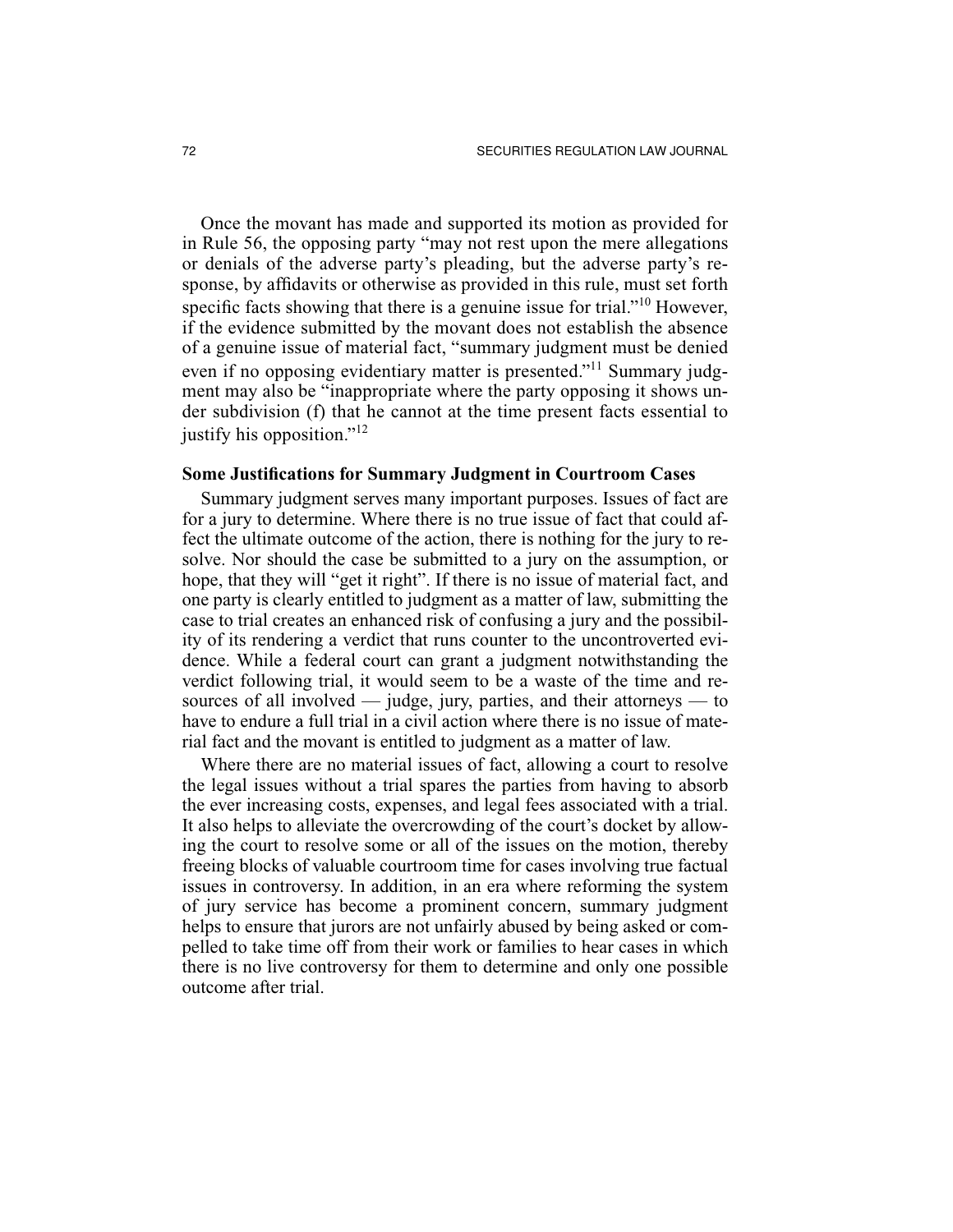Once the movant has made and supported its motion as provided for in Rule 56, the opposing party "may not rest upon the mere allegations or denials of the adverse party's pleading, but the adverse party's response, by affidavits or otherwise as provided in this rule, must set forth specific facts showing that there is a genuine issue for trial."[10] However, if the evidence submitted by the movant does not establish the absence of a genuine issue of material fact, "summary judgment must be denied even if no opposing evidentiary matter is presented."[11] Summary judgment may also be "inappropriate where the party opposing it shows under subdivision (f) that he cannot at the time present facts essential to justify his opposition."[12]

### Some Justifications for Summary Judgment in Courtroom Cases

Summary judgment serves many important purposes. Issues of fact are for a jury to determine. Where there is no true issue of fact that could affect the ultimate outcome of the action, there is nothing for the jury to resolve. Nor should the case be submitted to a jury on the assumption, or hope, that they will "get it right". If there is no issue of material fact, and one party is clearly entitled to judgment as a matter of law, submitting the case to trial creates an enhanced risk of confusing a jury and the possibility of its rendering a verdict that runs counter to the uncontroverted evidence. While a federal court can grant a judgment notwithstanding the verdict following trial, it would seem to be a waste of the time and resources of all involved — judge, jury, parties, and their attorneys — to have to endure a full trial in a civil action where there is no issue of material fact and the movant is entitled to judgment as a matter of law.

Where there are no material issues of fact, allowing a court to resolve the legal issues without a trial spares the parties from having to absorb the ever increasing costs, expenses, and legal fees associated with a trial. It also helps to alleviate the overcrowding of the court's docket by allowing the court to resolve some or all of the issues on the motion, thereby freeing blocks of valuable courtroom time for cases involving true factual issues in controversy. In addition, in an era where reforming the system of jury service has become a prominent concern, summary judgment helps to ensure that jurors are not unfairly abused by being asked or compelled to take time off from their work or families to hear cases in which there is no live controversy for them to determine and only one possible outcome after trial.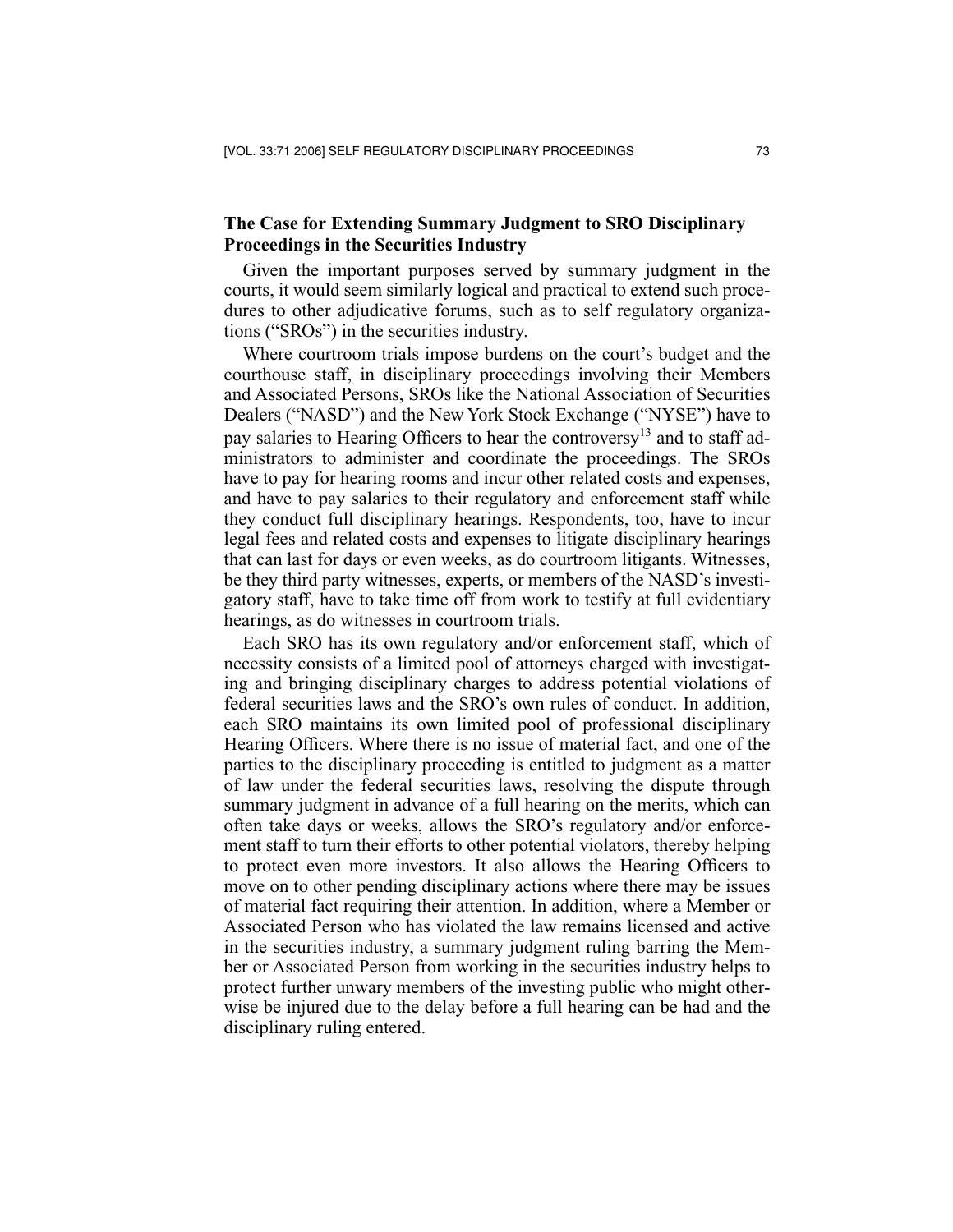## The Case for Extending Summary Judgment to SRO Disciplinary Proceedings in the Securities Industry

Given the important purposes served by summary judgment in the courts, it would seem similarly logical and practical to extend such procedures to other adjudicative forums, such as to self regulatory organizations ("SROs") in the securities industry.

Where courtroom trials impose burdens on the court's budget and the courthouse staff, in disciplinary proceedings involving their Members and Associated Persons, SROs like the National Association of Securities Dealers ("NASD") and the New York Stock Exchange ("NYSE") have to pay salaries to Hearing Officers to hear the controversy[13] and to staff administrators to administer and coordinate the proceedings. The SROs have to pay for hearing rooms and incur other related costs and expenses, and have to pay salaries to their regulatory and enforcement staff while they conduct full disciplinary hearings. Respondents, too, have to incur legal fees and related costs and expenses to litigate disciplinary hearings that can last for days or even weeks, as do courtroom litigants. Witnesses, be they third party witnesses, experts, or members of the NASD's investigatory staff, have to take time off from work to testify at full evidentiary hearings, as do witnesses in courtroom trials.

Each SRO has its own regulatory and/or enforcement staff, which of necessity consists of a limited pool of attorneys charged with investigating and bringing disciplinary charges to address potential violations of federal securities laws and the SRO's own rules of conduct. In addition, each SRO maintains its own limited pool of professional disciplinary Hearing Officers. Where there is no issue of material fact, and one of the parties to the disciplinary proceeding is entitled to judgment as a matter of law under the federal securities laws, resolving the dispute through summary judgment in advance of a full hearing on the merits, which can often take days or weeks, allows the SRO's regulatory and/or enforcement staff to turn their efforts to other potential violators, thereby helping to protect even more investors. It also allows the Hearing Officers to move on to other pending disciplinary actions where there may be issues of material fact requiring their attention. In addition, where a Member or Associated Person who has violated the law remains licensed and active in the securities industry, a summary judgment ruling barring the Member or Associated Person from working in the securities industry helps to protect further unwary members of the investing public who might otherwise be injured due to the delay before a full hearing can be had and the disciplinary ruling entered.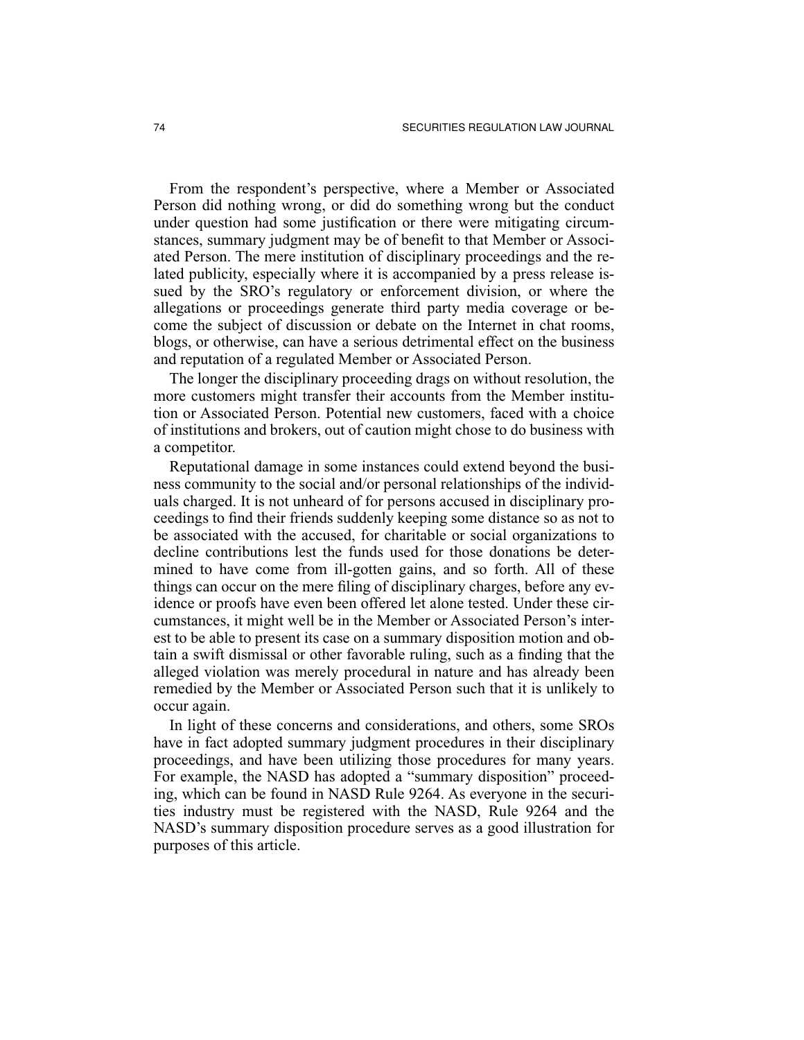From the respondent's perspective, where a Member or Associated Person did nothing wrong, or did do something wrong but the conduct under question had some justification or there were mitigating circumstances, summary judgment may be of benefit to that Member or Associated Person. The mere institution of disciplinary proceedings and the related publicity, especially where it is accompanied by a press release issued by the SRO's regulatory or enforcement division, or where the allegations or proceedings generate third party media coverage or become the subject of discussion or debate on the Internet in chat rooms, blogs, or otherwise, can have a serious detrimental effect on the business and reputation of a regulated Member or Associated Person.

The longer the disciplinary proceeding drags on without resolution, the more customers might transfer their accounts from the Member institution or Associated Person. Potential new customers, faced with a choice of institutions and brokers, out of caution might chose to do business with a competitor.

Reputational damage in some instances could extend beyond the business community to the social and/or personal relationships of the individuals charged. It is not unheard of for persons accused in disciplinary proceedings to find their friends suddenly keeping some distance so as not to be associated with the accused, for charitable or social organizations to decline contributions lest the funds used for those donations be determined to have come from ill-gotten gains, and so forth. All of these things can occur on the mere filing of disciplinary charges, before any evidence or proofs have even been offered let alone tested. Under these circumstances, it might well be in the Member or Associated Person's interest to be able to present its case on a summary disposition motion and obtain a swift dismissal or other favorable ruling, such as a finding that the alleged violation was merely procedural in nature and has already been remedied by the Member or Associated Person such that it is unlikely to occur again.

In light of these concerns and considerations, and others, some SROs have in fact adopted summary judgment procedures in their disciplinary proceedings, and have been utilizing those procedures for many years. For example, the NASD has adopted a "summary disposition" proceeding, which can be found in NASD Rule 9264. As everyone in the securities industry must be registered with the NASD, Rule 9264 and the NASD's summary disposition procedure serves as a good illustration for purposes of this article.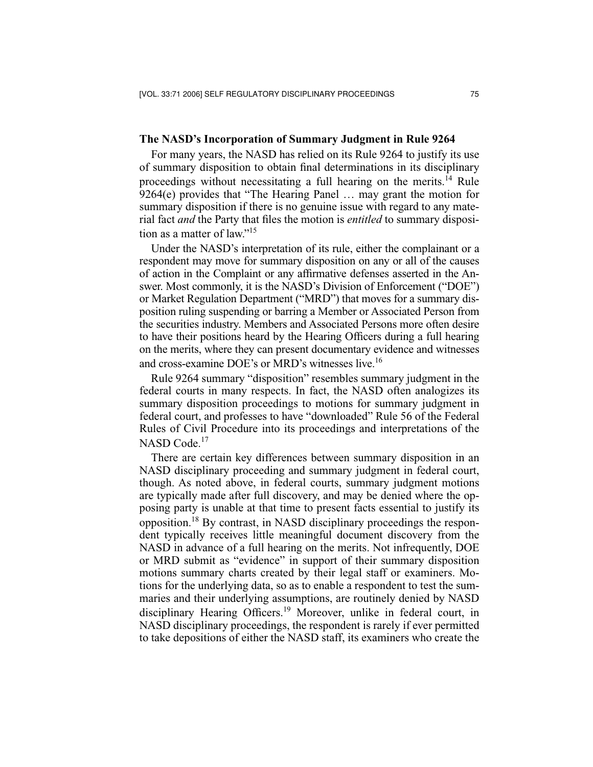## The NASD's Incorporation of Summary Judgment in Rule 9264

For many years, the NASD has relied on its Rule 9264 to justify its use of summary disposition to obtain final determinations in its disciplinary proceedings without necessitating a full hearing on the merits.[14] Rule 9264(e) provides that "The Hearing Panel … may grant the motion for summary disposition if there is no genuine issue with regard to any material fact *and* the Party that files the motion is *entitled* to summary disposition as a matter of law."[15]

Under the NASD's interpretation of its rule, either the complainant or a respondent may move for summary disposition on any or all of the causes of action in the Complaint or any affirmative defenses asserted in the Answer. Most commonly, it is the NASD's Division of Enforcement ("DOE") or Market Regulation Department ("MRD") that moves for a summary disposition ruling suspending or barring a Member or Associated Person from the securities industry. Members and Associated Persons more often desire to have their positions heard by the Hearing Officers during a full hearing on the merits, where they can present documentary evidence and witnesses and cross-examine DOE's or MRD's witnesses live.[16]

Rule 9264 summary "disposition" resembles summary judgment in the federal courts in many respects. In fact, the NASD often analogizes its summary disposition proceedings to motions for summary judgment in federal court, and professes to have "downloaded" Rule 56 of the Federal Rules of Civil Procedure into its proceedings and interpretations of the NASD Code.[17]

There are certain key differences between summary disposition in an NASD disciplinary proceeding and summary judgment in federal court, though. As noted above, in federal courts, summary judgment motions are typically made after full discovery, and may be denied where the opposing party is unable at that time to present facts essential to justify its opposition.[18] By contrast, in NASD disciplinary proceedings the respondent typically receives little meaningful document discovery from the NASD in advance of a full hearing on the merits. Not infrequently, DOE or MRD submit as "evidence" in support of their summary disposition motions summary charts created by their legal staff or examiners. Motions for the underlying data, so as to enable a respondent to test the summaries and their underlying assumptions, are routinely denied by NASD disciplinary Hearing Officers.[19] Moreover, unlike in federal court, in NASD disciplinary proceedings, the respondent is rarely if ever permitted to take depositions of either the NASD staff, its examiners who create the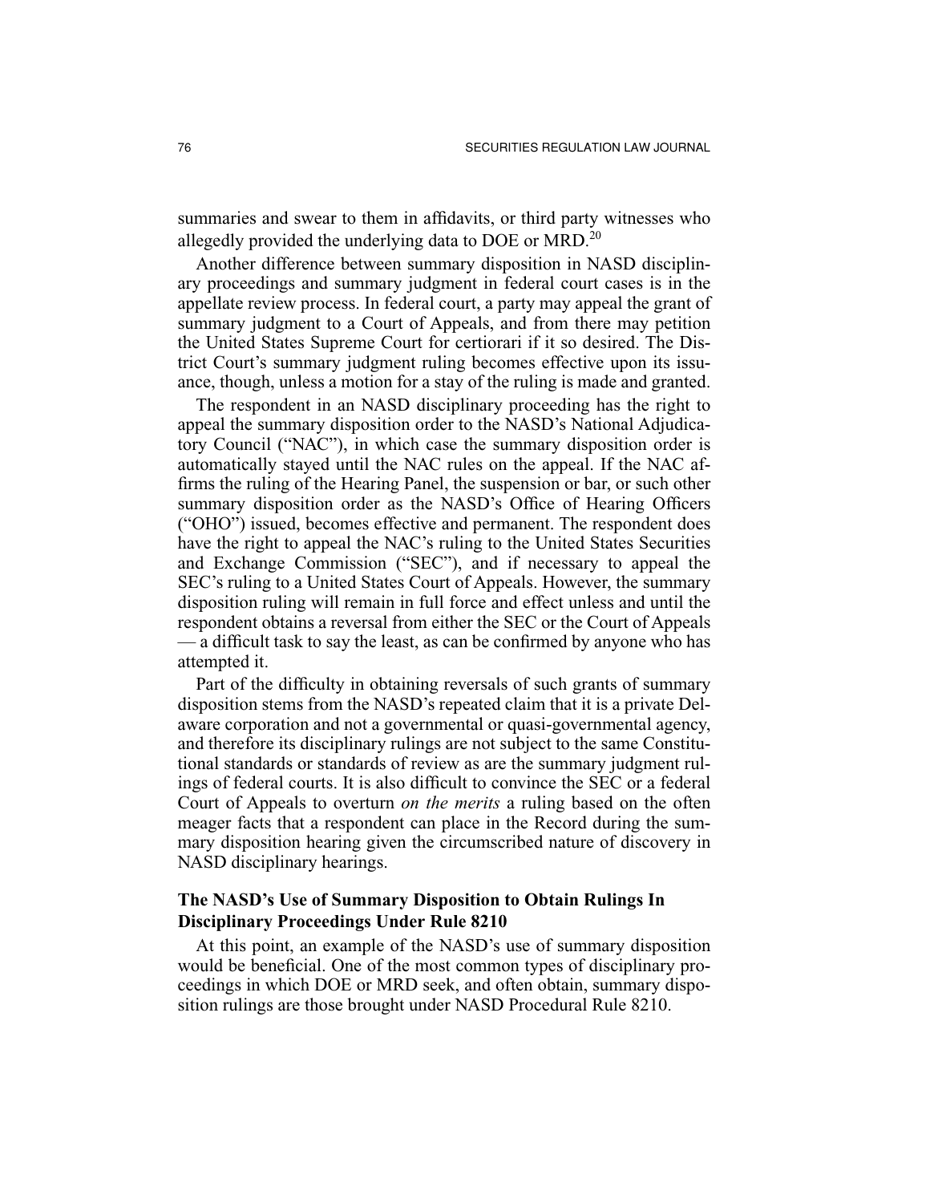summaries and swear to them in affidavits, or third party witnesses who allegedly provided the underlying data to DOE or MRD.[20]

Another difference between summary disposition in NASD disciplinary proceedings and summary judgment in federal court cases is in the appellate review process. In federal court, a party may appeal the grant of summary judgment to a Court of Appeals, and from there may petition the United States Supreme Court for certiorari if it so desired. The District Court's summary judgment ruling becomes effective upon its issuance, though, unless a motion for a stay of the ruling is made and granted.

The respondent in an NASD disciplinary proceeding has the right to appeal the summary disposition order to the NASD's National Adjudicatory Council ("NAC"), in which case the summary disposition order is automatically stayed until the NAC rules on the appeal. If the NAC affirms the ruling of the Hearing Panel, the suspension or bar, or such other summary disposition order as the NASD's Office of Hearing Officers ("OHO") issued, becomes effective and permanent. The respondent does have the right to appeal the NAC's ruling to the United States Securities and Exchange Commission ("SEC"), and if necessary to appeal the SEC's ruling to a United States Court of Appeals. However, the summary disposition ruling will remain in full force and effect unless and until the respondent obtains a reversal from either the SEC or the Court of Appeals — a difficult task to say the least, as can be confirmed by anyone who has attempted it.

Part of the difficulty in obtaining reversals of such grants of summary disposition stems from the NASD's repeated claim that it is a private Delaware corporation and not a governmental or quasi-governmental agency, and therefore its disciplinary rulings are not subject to the same Constitutional standards or standards of review as are the summary judgment rulings of federal courts. It is also difficult to convince the SEC or a federal Court of Appeals to overturn *on the merits* a ruling based on the often meager facts that a respondent can place in the Record during the summary disposition hearing given the circumscribed nature of discovery in NASD disciplinary hearings.

### The NASD's Use of Summary Disposition to Obtain Rulings In Disciplinary Proceedings Under Rule 8210

At this point, an example of the NASD's use of summary disposition would be beneficial. One of the most common types of disciplinary proceedings in which DOE or MRD seek, and often obtain, summary disposition rulings are those brought under NASD Procedural Rule 8210.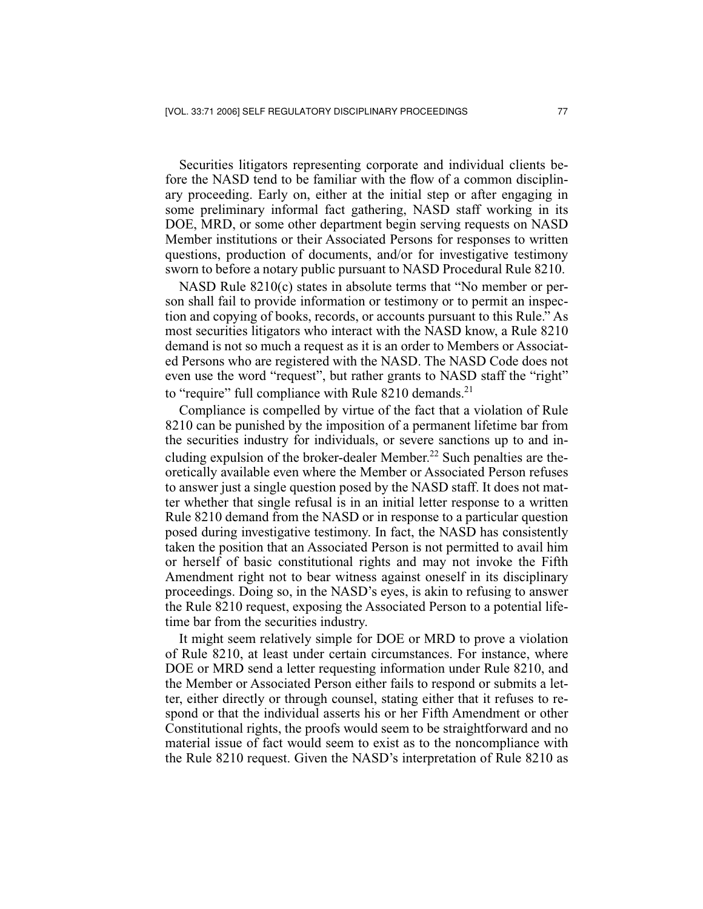Securities litigators representing corporate and individual clients before the NASD tend to be familiar with the flow of a common disciplinary proceeding. Early on, either at the initial step or after engaging in some preliminary informal fact gathering, NASD staff working in its DOE, MRD, or some other department begin serving requests on NASD Member institutions or their Associated Persons for responses to written questions, production of documents, and/or for investigative testimony sworn to before a notary public pursuant to NASD Procedural Rule 8210.

NASD Rule 8210(c) states in absolute terms that "No member or person shall fail to provide information or testimony or to permit an inspection and copying of books, records, or accounts pursuant to this Rule." As most securities litigators who interact with the NASD know, a Rule 8210 demand is not so much a request as it is an order to Members or Associated Persons who are registered with the NASD. The NASD Code does not even use the word "request", but rather grants to NASD staff the "right" to "require" full compliance with Rule 8210 demands.[21]

Compliance is compelled by virtue of the fact that a violation of Rule 8210 can be punished by the imposition of a permanent lifetime bar from the securities industry for individuals, or severe sanctions up to and including expulsion of the broker-dealer Member.[22] Such penalties are theoretically available even where the Member or Associated Person refuses to answer just a single question posed by the NASD staff. It does not matter whether that single refusal is in an initial letter response to a written Rule 8210 demand from the NASD or in response to a particular question posed during investigative testimony. In fact, the NASD has consistently taken the position that an Associated Person is not permitted to avail him or herself of basic constitutional rights and may not invoke the Fifth Amendment right not to bear witness against oneself in its disciplinary proceedings. Doing so, in the NASD's eyes, is akin to refusing to answer the Rule 8210 request, exposing the Associated Person to a potential lifetime bar from the securities industry.

It might seem relatively simple for DOE or MRD to prove a violation of Rule 8210, at least under certain circumstances. For instance, where DOE or MRD send a letter requesting information under Rule 8210, and the Member or Associated Person either fails to respond or submits a letter, either directly or through counsel, stating either that it refuses to respond or that the individual asserts his or her Fifth Amendment or other Constitutional rights, the proofs would seem to be straightforward and no material issue of fact would seem to exist as to the noncompliance with the Rule 8210 request. Given the NASD's interpretation of Rule 8210 as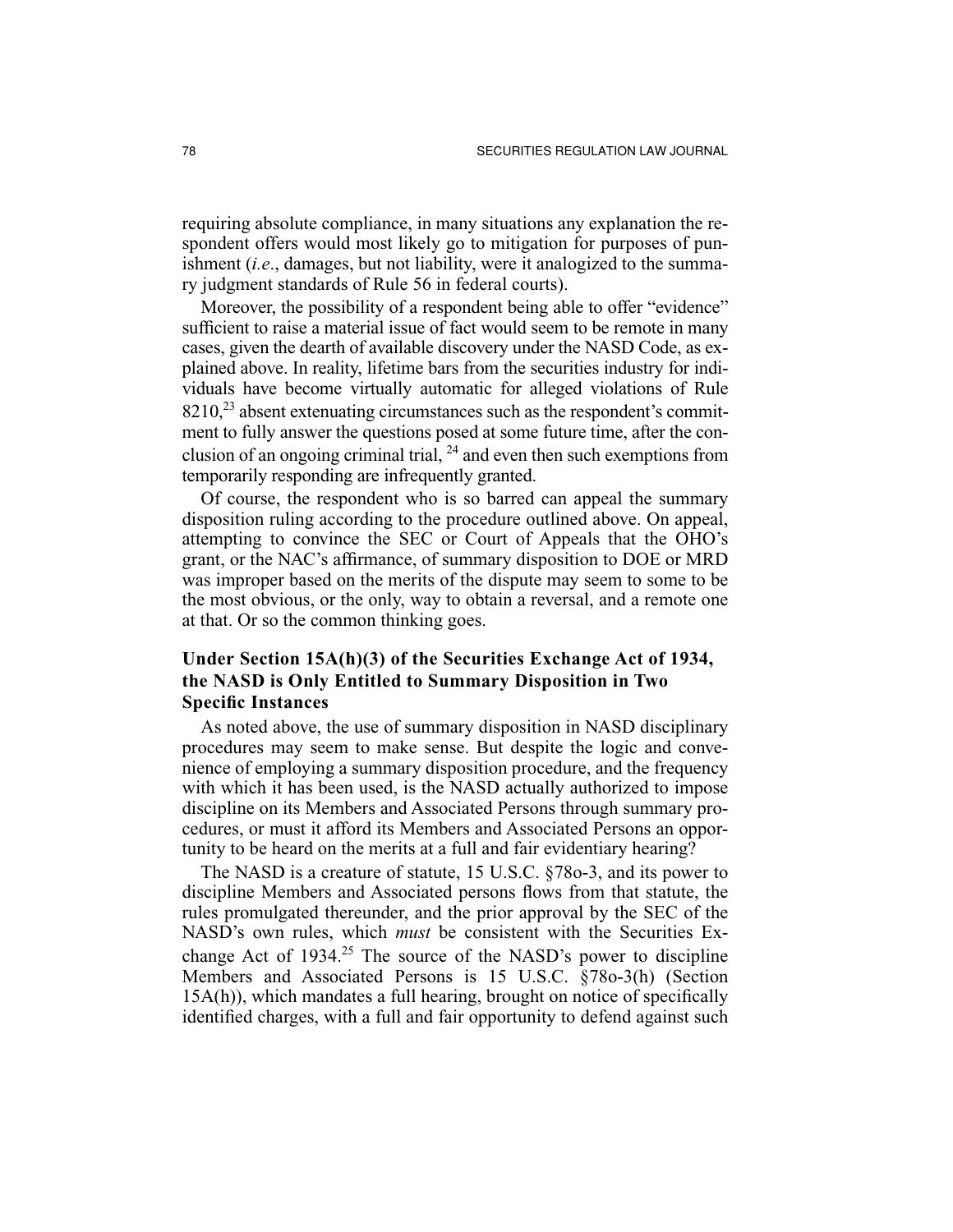requiring absolute compliance, in many situations any explanation the respondent offers would most likely go to mitigation for purposes of punishment (*i.e*., damages, but not liability, were it analogized to the summary judgment standards of Rule 56 in federal courts).

Moreover, the possibility of a respondent being able to offer "evidence" sufficient to raise a material issue of fact would seem to be remote in many cases, given the dearth of available discovery under the NASD Code, as explained above. In reality, lifetime bars from the securities industry for individuals have become virtually automatic for alleged violations of Rule 8210,[23] absent extenuating circumstances such as the respondent's commitment to fully answer the questions posed at some future time, after the conclusion of an ongoing criminal trial, [24] and even then such exemptions from temporarily responding are infrequently granted.

Of course, the respondent who is so barred can appeal the summary disposition ruling according to the procedure outlined above. On appeal, attempting to convince the SEC or Court of Appeals that the OHO's grant, or the NAC's affirmance, of summary disposition to DOE or MRD was improper based on the merits of the dispute may seem to some to be the most obvious, or the only, way to obtain a reversal, and a remote one at that. Or so the common thinking goes.

### Under Section 15A(h)(3) of the Securities Exchange Act of 1934, the NASD is Only Entitled to Summary Disposition in Two Specific Instances

As noted above, the use of summary disposition in NASD disciplinary procedures may seem to make sense. But despite the logic and convenience of employing a summary disposition procedure, and the frequency with which it has been used, is the NASD actually authorized to impose discipline on its Members and Associated Persons through summary procedures, or must it afford its Members and Associated Persons an opportunity to be heard on the merits at a full and fair evidentiary hearing?

The NASD is a creature of statute, 15 U.S.C. §78o-3, and its power to discipline Members and Associated persons flows from that statute, the rules promulgated thereunder, and the prior approval by the SEC of the NASD's own rules, which *must* be consistent with the Securities Exchange Act of 1934.[25] The source of the NASD's power to discipline Members and Associated Persons is 15 U.S.C. §78o-3(h) (Section 15A(h)), which mandates a full hearing, brought on notice of specifically identified charges, with a full and fair opportunity to defend against such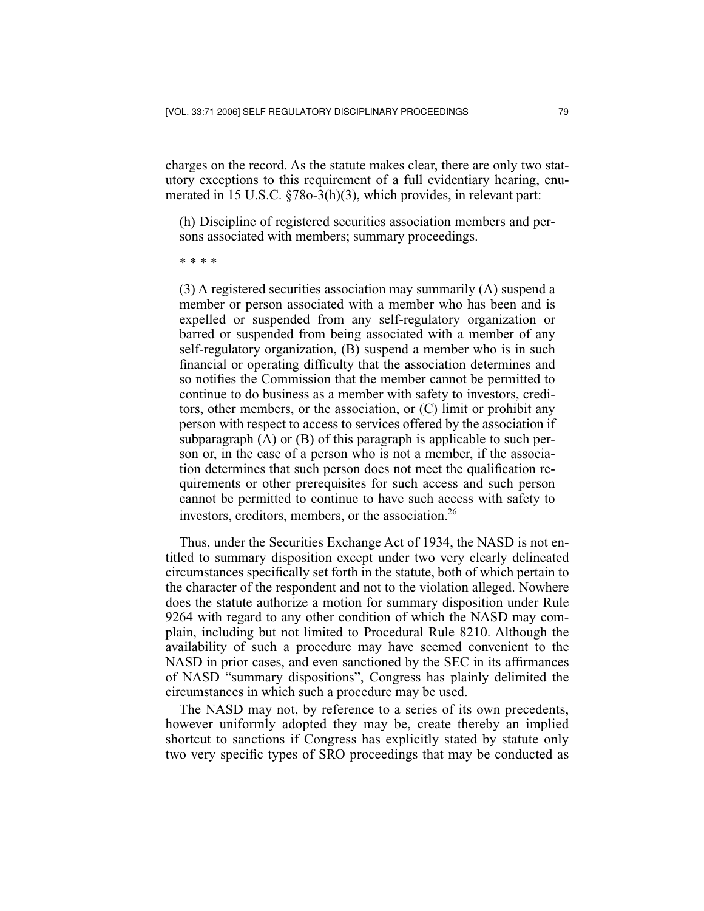charges on the record. As the statute makes clear, there are only two statutory exceptions to this requirement of a full evidentiary hearing, enumerated in 15 U.S.C. §78o-3(h)(3), which provides, in relevant part:

> (h) Discipline of registered securities association members and persons associated with members; summary proceedings.
>
> * * * *
>
> (3) A registered securities association may summarily (A) suspend a member or person associated with a member who has been and is expelled or suspended from any self-regulatory organization or barred or suspended from being associated with a member of any self-regulatory organization, (B) suspend a member who is in such financial or operating difficulty that the association determines and so notifies the Commission that the member cannot be permitted to continue to do business as a member with safety to investors, creditors, other members, or the association, or (C) limit or prohibit any person with respect to access to services offered by the association if subparagraph (A) or (B) of this paragraph is applicable to such person or, in the case of a person who is not a member, if the association determines that such person does not meet the qualification requirements or other prerequisites for such access and such person cannot be permitted to continue to have such access with safety to investors, creditors, members, or the association.[26]

Thus, under the Securities Exchange Act of 1934, the NASD is not entitled to summary disposition except under two very clearly delineated circumstances specifically set forth in the statute, both of which pertain to the character of the respondent and not to the violation alleged. Nowhere does the statute authorize a motion for summary disposition under Rule 9264 with regard to any other condition of which the NASD may complain, including but not limited to Procedural Rule 8210. Although the availability of such a procedure may have seemed convenient to the NASD in prior cases, and even sanctioned by the SEC in its affirmances of NASD "summary dispositions", Congress has plainly delimited the circumstances in which such a procedure may be used.

The NASD may not, by reference to a series of its own precedents, however uniformly adopted they may be, create thereby an implied shortcut to sanctions if Congress has explicitly stated by statute only two very specific types of SRO proceedings that may be conducted as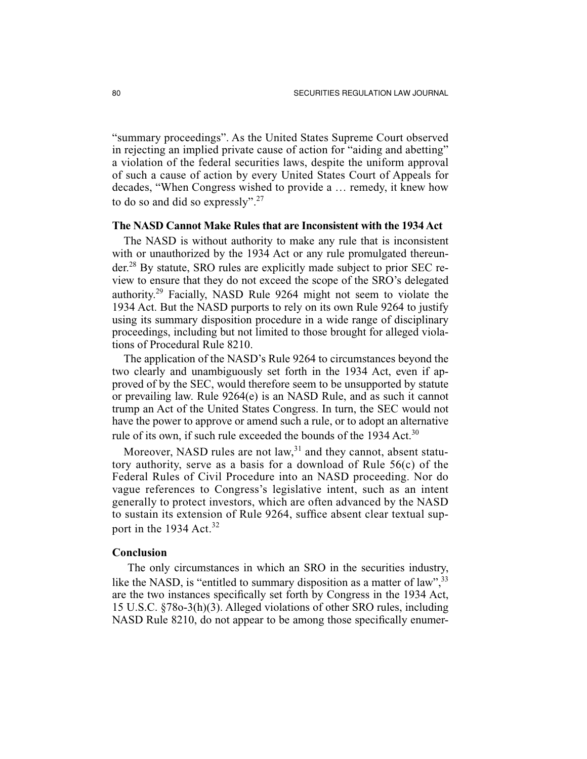"summary proceedings". As the United States Supreme Court observed in rejecting an implied private cause of action for "aiding and abetting" a violation of the federal securities laws, despite the uniform approval of such a cause of action by every United States Court of Appeals for decades, "When Congress wished to provide a … remedy, it knew how to do so and did so expressly".[27]

### The NASD Cannot Make Rules that are Inconsistent with the 1934 Act

The NASD is without authority to make any rule that is inconsistent with or unauthorized by the 1934 Act or any rule promulgated thereunder.[28] By statute, SRO rules are explicitly made subject to prior SEC review to ensure that they do not exceed the scope of the SRO's delegated authority.[29] Facially, NASD Rule 9264 might not seem to violate the 1934 Act. But the NASD purports to rely on its own Rule 9264 to justify using its summary disposition procedure in a wide range of disciplinary proceedings, including but not limited to those brought for alleged violations of Procedural Rule 8210.

The application of the NASD's Rule 9264 to circumstances beyond the two clearly and unambiguously set forth in the 1934 Act, even if approved of by the SEC, would therefore seem to be unsupported by statute or prevailing law. Rule 9264(e) is an NASD Rule, and as such it cannot trump an Act of the United States Congress. In turn, the SEC would not have the power to approve or amend such a rule, or to adopt an alternative rule of its own, if such rule exceeded the bounds of the 1934 Act.[30]

Moreover, NASD rules are not law,[31] and they cannot, absent statutory authority, serve as a basis for a download of Rule 56(c) of the Federal Rules of Civil Procedure into an NASD proceeding. Nor do vague references to Congress's legislative intent, such as an intent generally to protect investors, which are often advanced by the NASD to sustain its extension of Rule 9264, suffice absent clear textual support in the 1934 Act.[32]

### Conclusion

The only circumstances in which an SRO in the securities industry, like the NASD, is "entitled to summary disposition as a matter of law",[33] are the two instances specifically set forth by Congress in the 1934 Act, 15 U.S.C. §78o-3(h)(3). Alleged violations of other SRO rules, including NASD Rule 8210, do not appear to be among those specifically enumer-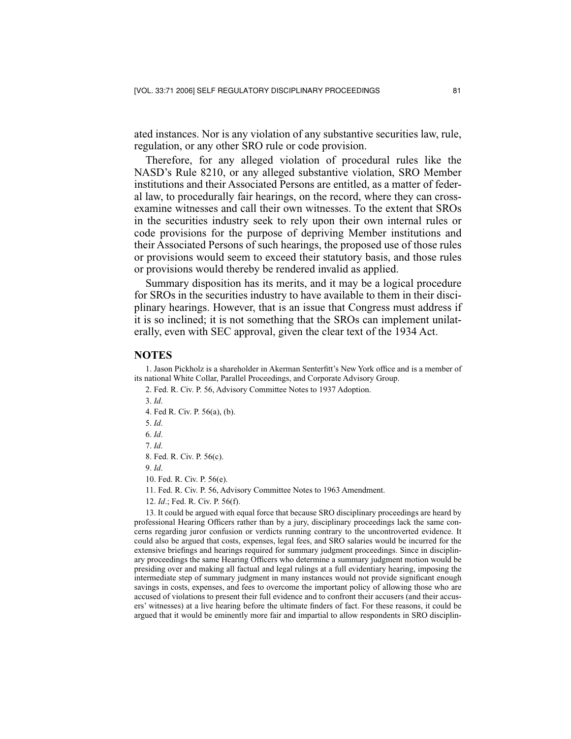ated instances. Nor is any violation of any substantive securities law, rule, regulation, or any other SRO rule or code provision.

Therefore, for any alleged violation of procedural rules like the NASD's Rule 8210, or any alleged substantive violation, SRO Member institutions and their Associated Persons are entitled, as a matter of federal law, to procedurally fair hearings, on the record, where they can cross-examine witnesses and call their own witnesses. To the extent that SROs in the securities industry seek to rely upon their own internal rules or code provisions for the purpose of depriving Member institutions and their Associated Persons of such hearings, the proposed use of those rules or provisions would seem to exceed their statutory basis, and those rules or provisions would thereby be rendered invalid as applied.

Summary disposition has its merits, and it may be a logical procedure for SROs in the securities industry to have available to them in their disciplinary hearings. However, that is an issue that Congress must address if it is so inclined; it is not something that the SROs can implement unilaterally, even with SEC approval, given the clear text of the 1934 Act.

## NOTES

1. Jason Pickholz is a shareholder in Akerman Senterfitt's New York office and is a member of its national White Collar, Parallel Proceedings, and Corporate Advisory Group.

2. Fed. R. Civ. P. 56, Advisory Committee Notes to 1937 Adoption.

3. *Id*.

4. Fed R. Civ. P. 56(a), (b).

5. *Id*.

6. *Id*.

7. *Id*.

8. Fed. R. Civ. P. 56(c).

9. *Id*.

10. Fed. R. Civ. P. 56(e).

11. Fed. R. Civ. P. 56, Advisory Committee Notes to 1963 Amendment.

12. *Id*.; Fed. R. Civ. P. 56(f).

13. It could be argued with equal force that because SRO disciplinary proceedings are heard by professional Hearing Officers rather than by a jury, disciplinary proceedings lack the same concerns regarding juror confusion or verdicts running contrary to the uncontroverted evidence. It could also be argued that costs, expenses, legal fees, and SRO salaries would be incurred for the extensive briefings and hearings required for summary judgment proceedings. Since in disciplinary proceedings the same Hearing Officers who determine a summary judgment motion would be presiding over and making all factual and legal rulings at a full evidentiary hearing, imposing the intermediate step of summary judgment in many instances would not provide significant enough savings in costs, expenses, and fees to overcome the important policy of allowing those who are accused of violations to present their full evidence and to confront their accusers (and their accusers' witnesses) at a live hearing before the ultimate finders of fact. For these reasons, it could be argued that it would be eminently more fair and impartial to allow respondents in SRO disciplin-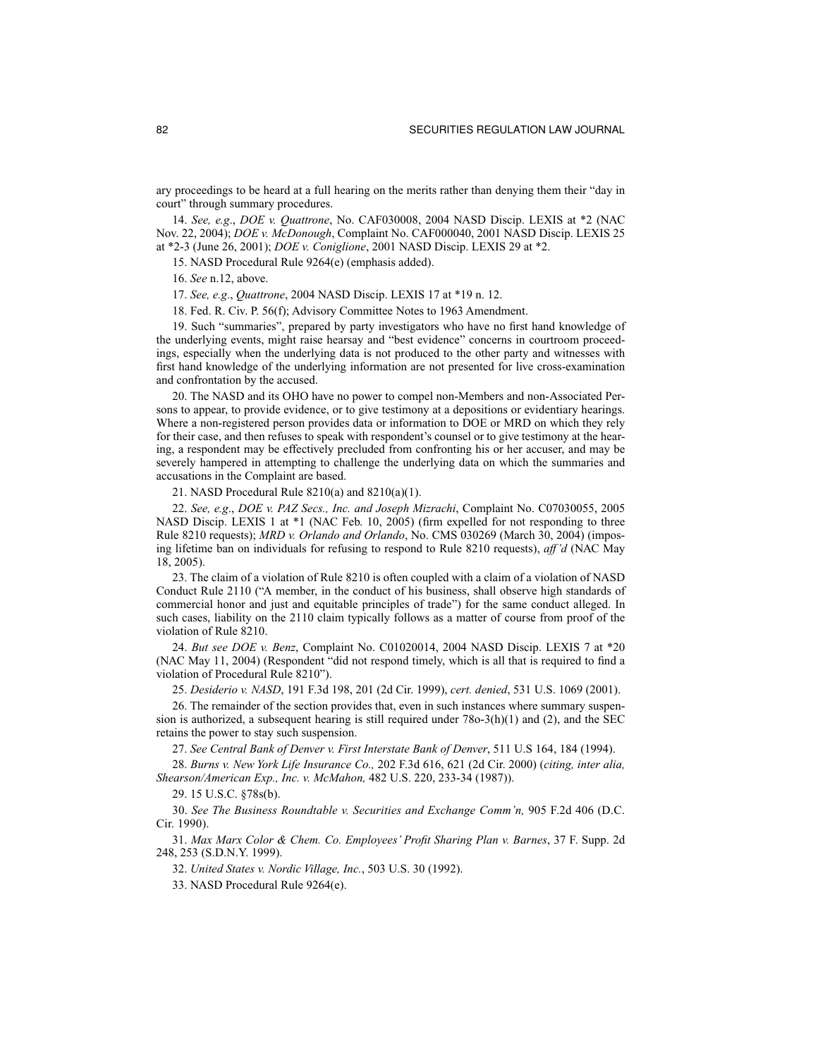ary proceedings to be heard at a full hearing on the merits rather than denying them their "day in court" through summary procedures.

14. *See, e.g*., *DOE v. Quattrone*, No. CAF030008, 2004 NASD Discip. LEXIS at *2 (NAC Nov. 22, 2004); *DOE v. McDonough*, Complaint No. CAF000040, 2001 NASD Discip. LEXIS 25 at *2-3 (June 26, 2001); *DOE v. Coniglione*, 2001 NASD Discip. LEXIS 29 at *2.

15. NASD Procedural Rule 9264(e) (emphasis added).

16. *See* n.12, above.

17. *See, e.g*., *Quattrone*, 2004 NASD Discip. LEXIS 17 at *19 n. 12.

18. Fed. R. Civ. P. 56(f); Advisory Committee Notes to 1963 Amendment.

19. Such "summaries", prepared by party investigators who have no first hand knowledge of the underlying events, might raise hearsay and "best evidence" concerns in courtroom proceedings, especially when the underlying data is not produced to the other party and witnesses with first hand knowledge of the underlying information are not presented for live cross-examination and confrontation by the accused.

20. The NASD and its OHO have no power to compel non-Members and non-Associated Persons to appear, to provide evidence, or to give testimony at a depositions or evidentiary hearings. Where a non-registered person provides data or information to DOE or MRD on which they rely for their case, and then refuses to speak with respondent's counsel or to give testimony at the hearing, a respondent may be effectively precluded from confronting his or her accuser, and may be severely hampered in attempting to challenge the underlying data on which the summaries and accusations in the Complaint are based.

21. NASD Procedural Rule 8210(a) and 8210(a)(1).

22. *See, e.g*., *DOE v. PAZ Secs., Inc. and Joseph Mizrachi*, Complaint No. C07030055, 2005 NASD Discip. LEXIS 1 at *1 (NAC Feb. 10, 2005) (firm expelled for not responding to three Rule 8210 requests); *MRD v. Orlando and Orlando*, No. CMS 030269 (March 30, 2004) (imposing lifetime ban on individuals for refusing to respond to Rule 8210 requests), *aff'd* (NAC May 18, 2005).

23. The claim of a violation of Rule 8210 is often coupled with a claim of a violation of NASD Conduct Rule 2110 ("A member, in the conduct of his business, shall observe high standards of commercial honor and just and equitable principles of trade") for the same conduct alleged. In such cases, liability on the 2110 claim typically follows as a matter of course from proof of the violation of Rule 8210.

24. *But see DOE v. Benz*, Complaint No. C01020014, 2004 NASD Discip. LEXIS 7 at *20 (NAC May 11, 2004) (Respondent "did not respond timely, which is all that is required to find a violation of Procedural Rule 8210").

25. *Desiderio v. NASD*, 191 F.3d 198, 201 (2d Cir. 1999), *cert. denied*, 531 U.S. 1069 (2001).

26. The remainder of the section provides that, even in such instances where summary suspension is authorized, a subsequent hearing is still required under 78o-3(h)(1) and (2), and the SEC retains the power to stay such suspension.

27. *See Central Bank of Denver v. First Interstate Bank of Denver*, 511 U.S 164, 184 (1994).

28. *Burns v. New York Life Insurance Co.,* 202 F.3d 616, 621 (2d Cir. 2000) (*citing, inter alia, Shearson/American Exp., Inc. v. McMahon,* 482 U.S. 220, 233-34 (1987)).

29. 15 U.S.C. §78s(b).

30. *See The Business Roundtable v. Securities and Exchange Comm'n,* 905 F.2d 406 (D.C. Cir. 1990).

31. *Max Marx Color & Chem. Co. Employees' Profit Sharing Plan v. Barnes*, 37 F. Supp. 2d 248, 253 (S.D.N.Y. 1999).

32. *United States v. Nordic Village, Inc.*, 503 U.S. 30 (1992).

33. NASD Procedural Rule 9264(e).